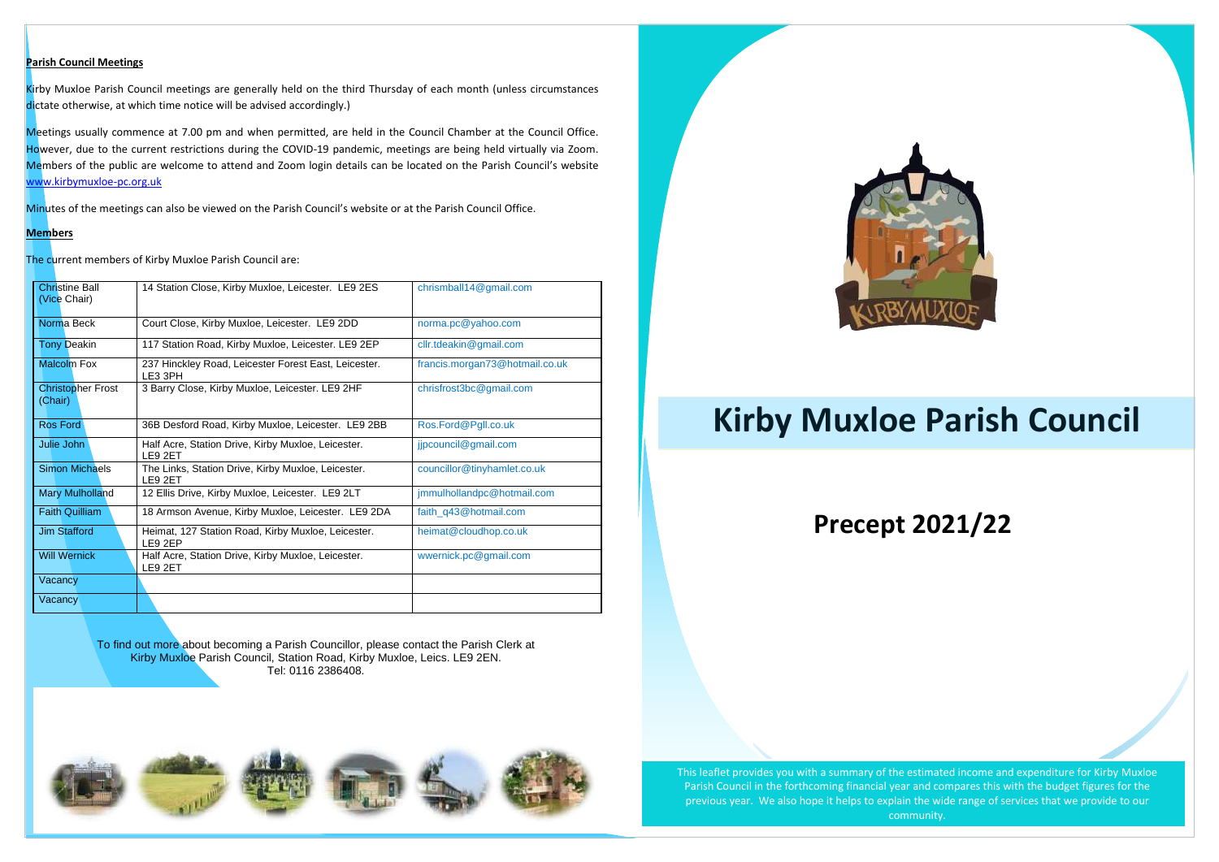**Parish Council Meetings**

Kirby Muxloe Parish Council meetings are generally held on the third Thursday of each month (unless circumstances dictate otherwise, at which time notice will be advised accordingly.)

Meetings usually commence at 7.00 pm and when permitted, are held in the Council Chamber at the Council Office. However, due to the current restrictions during the COVID-19 pandemic, meetings are being held virtually via Zoom. Members of the public are welcome to attend and Zoom login details can be located on the Parish Council's website www.kirbymuxloe-pc.org.uk

Minutes of the meetings can also be viewed on the Parish Council's website or at the Parish Council Office.

**Members**

The current members of Kirby Muxloe Parish Council are:

| | | |
|---|---|---|
| Christine Ball (Vice Chair) | 14 Station Close, Kirby Muxloe, Leicester. LE9 2ES | chrismball14@gmail.com |
| Norma Beck | Court Close, Kirby Muxloe, Leicester. LE9 2DD | norma.pc@yahoo.com |
| Tony Deakin | 117 Station Road, Kirby Muxloe, Leicester. LE9 2EP | cllr.tdeakin@gmail.com |
| Malcolm Fox | 237 Hinckley Road, Leicester Forest East, Leicester. LE3 3PH | francis.morgan73@hotmail.co.uk |
| Christopher Frost (Chair) | 3 Barry Close, Kirby Muxloe, Leicester. LE9 2HF | chrisfrost3bc@gmail.com |
| Ros Ford | 36B Desford Road, Kirby Muxloe, Leicester. LE9 2BB | Ros.Ford@Pgll.co.uk |
| Julie John | Half Acre, Station Drive, Kirby Muxloe, Leicester. LE9 2ET | jjpcouncil@gmail.com |
| Simon Michaels | The Links, Station Drive, Kirby Muxloe, Leicester. LE9 2ET | councillor@tinyhamlet.co.uk |
| Mary Mulholland | 12 Ellis Drive, Kirby Muxloe, Leicester. LE9 2LT | jmmulhollandpc@hotmail.com |
| Faith Quilliam | 18 Armson Avenue, Kirby Muxloe, Leicester. LE9 2DA | faith_q43@hotmail.com |
| Jim Stafford | Heimat, 127 Station Road, Kirby Muxloe, Leicester. LE9 2EP | heimat@cloudhop.co.uk |
| Will Wernick | Half Acre, Station Drive, Kirby Muxloe, Leicester. LE9 2ET | wwernick.pc@gmail.com |
| Vacancy | | |
| Vacancy | | |

To find out more about becoming a Parish Councillor, please contact the Parish Clerk at Kirby Muxloe Parish Council, Station Road, Kirby Muxloe, Leics. LE9 2EN.
Tel: 0116 2386408.

# Kirby Muxloe Parish Council

## Precept 2021/22

This leaflet provides you with a summary of the estimated income and expenditure for Kirby Muxloe Parish Council in the forthcoming financial year and compares this with the budget figures for the previous year. We also hope it helps to explain the wide range of services that we provide to our community.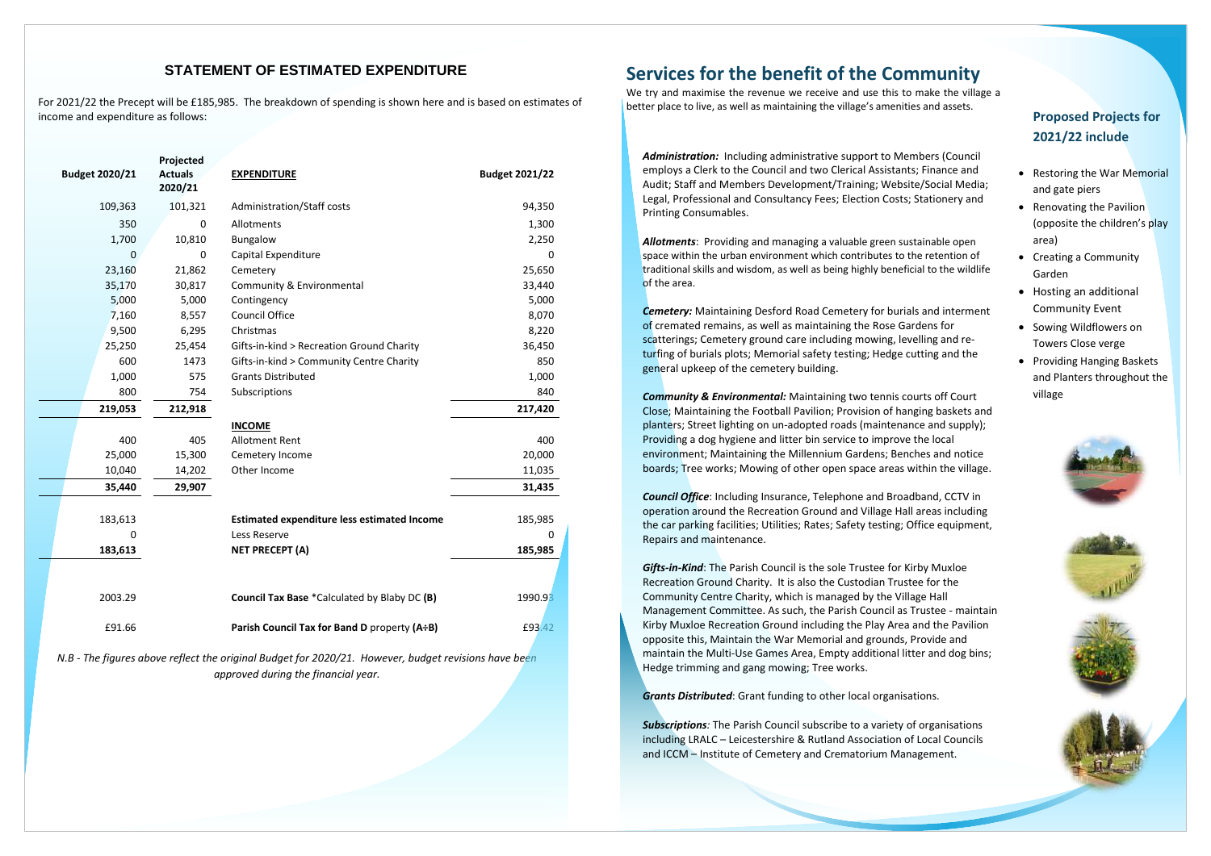## STATEMENT OF ESTIMATED EXPENDITURE

For 2021/22 the Precept will be £185,985. The breakdown of spending is shown here and is based on estimates of income and expenditure as follows:

| Budget 2020/21 | Projected Actuals 2020/21 | EXPENDITURE | Budget 2021/22 |
|---|---|---|---|
| 109,363 | 101,321 | Administration/Staff costs | 94,350 |
| 350 | 0 | Allotments | 1,300 |
| 1,700 | 10,810 | Bungalow | 2,250 |
| 0 | 0 | Capital Expenditure | 0 |
| 23,160 | 21,862 | Cemetery | 25,650 |
| 35,170 | 30,817 | Community & Environmental | 33,440 |
| 5,000 | 5,000 | Contingency | 5,000 |
| 7,160 | 8,557 | Council Office | 8,070 |
| 9,500 | 6,295 | Christmas | 8,220 |
| 25,250 | 25,454 | Gifts-in-kind > Recreation Ground Charity | 36,450 |
| 600 | 1473 | Gifts-in-kind > Community Centre Charity | 850 |
| 1,000 | 575 | Grants Distributed | 1,000 |
| 800 | 754 | Subscriptions | 840 |
| **219,053** | **212,918** | | **217,420** |
| | | **INCOME** | |
| 400 | 405 | Allotment Rent | 400 |
| 25,000 | 15,300 | Cemetery Income | 20,000 |
| 10,040 | 14,202 | Other Income | 11,035 |
| **35,440** | **29,907** | | **31,435** |
| 183,613 | | **Estimated expenditure less estimated Income** | 185,985 |
| 0 | | Less Reserve | 0 |
| **183,613** | | **NET PRECEPT (A)** | **185,985** |
| 2003.29 | | **Council Tax Base** *Calculated by Blaby DC **(B)** | 1990.93 |
| £91.66 | | **Parish Council Tax for Band D** property **(A÷B)** | £93.42 |

*N.B - The figures above reflect the original Budget for 2020/21. However, budget revisions have been approved during the financial year.*

# Services for the benefit of the Community

We try and maximise the revenue we receive and use this to make the village a better place to live, as well as maintaining the village's amenities and assets.

***Administration:*** Including administrative support to Members (Council employs a Clerk to the Council and two Clerical Assistants; Finance and Audit; Staff and Members Development/Training; Website/Social Media; Legal, Professional and Consultancy Fees; Election Costs; Stationery and Printing Consumables.

***Allotments***: Providing and managing a valuable green sustainable open space within the urban environment which contributes to the retention of traditional skills and wisdom, as well as being highly beneficial to the wildlife of the area.

***Cemetery:*** Maintaining Desford Road Cemetery for burials and interment of cremated remains, as well as maintaining the Rose Gardens for scatterings; Cemetery ground care including mowing, levelling and re-turfing of burials plots; Memorial safety testing; Hedge cutting and the general upkeep of the cemetery building.

***Community & Environmental:*** Maintaining two tennis courts off Court Close; Maintaining the Football Pavilion; Provision of hanging baskets and planters; Street lighting on un-adopted roads (maintenance and supply); Providing a dog hygiene and litter bin service to improve the local environment; Maintaining the Millennium Gardens; Benches and notice boards; Tree works; Mowing of other open space areas within the village.

***Council Office***: Including Insurance, Telephone and Broadband, CCTV in operation around the Recreation Ground and Village Hall areas including the car parking facilities; Utilities; Rates; Safety testing; Office equipment, Repairs and maintenance.

***Gifts-in-Kind***: The Parish Council is the sole Trustee for Kirby Muxloe Recreation Ground Charity. It is also the Custodian Trustee for the Community Centre Charity, which is managed by the Village Hall Management Committee. As such, the Parish Council as Trustee - maintain Kirby Muxloe Recreation Ground including the Play Area and the Pavilion opposite this, Maintain the War Memorial and grounds, Provide and maintain the Multi-Use Games Area, Empty additional litter and dog bins; Hedge trimming and gang mowing; Tree works.

***Grants Distributed***: Grant funding to other local organisations.

***Subscriptions:*** The Parish Council subscribe to a variety of organisations including LRALC – Leicestershire & Rutland Association of Local Councils and ICCM – Institute of Cemetery and Crematorium Management.

## Proposed Projects for 2021/22 include

- Restoring the War Memorial and gate piers
- Renovating the Pavilion (opposite the children's play area)
- Creating a Community Garden
- Hosting an additional Community Event
- Sowing Wildflowers on Towers Close verge
- Providing Hanging Baskets and Planters throughout the village